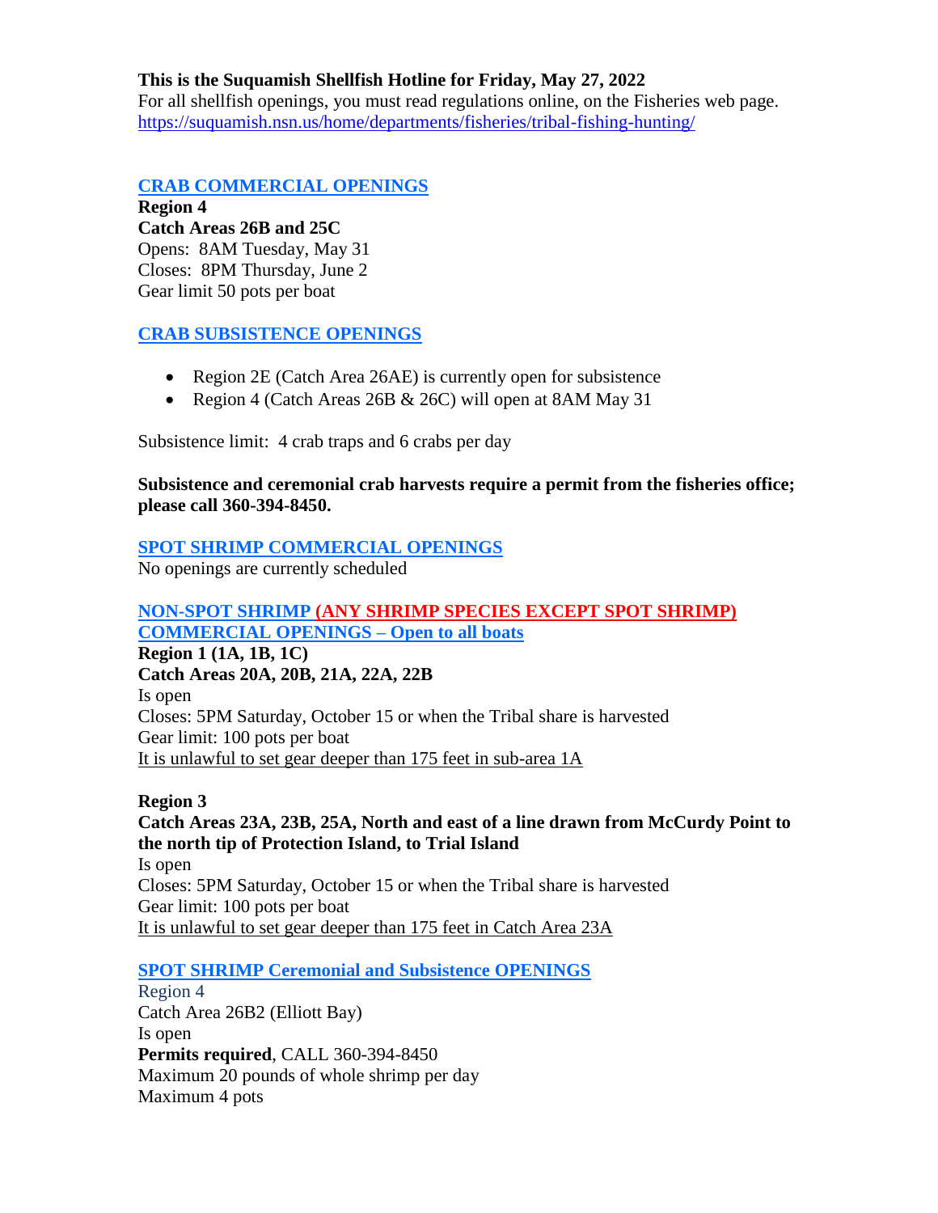**This is the Suquamish Shellfish Hotline for Friday, May 27, 2022**
For all shellfish openings, you must read regulations online, on the Fisheries web page.
https://suquamish.nsn.us/home/departments/fisheries/tribal-fishing-hunting/

## CRAB COMMERCIAL OPENINGS

**Region 4**
**Catch Areas 26B and 25C**
Opens: 8AM Tuesday, May 31
Closes: 8PM Thursday, June 2
Gear limit 50 pots per boat

## CRAB SUBSISTENCE OPENINGS

- Region 2E (Catch Area 26AE) is currently open for subsistence
- Region 4 (Catch Areas 26B & 26C) will open at 8AM May 31

Subsistence limit: 4 crab traps and 6 crabs per day

**Subsistence and ceremonial crab harvests require a permit from the fisheries office; please call 360-394-8450.**

## SPOT SHRIMP COMMERCIAL OPENINGS

No openings are currently scheduled

## NON-SPOT SHRIMP (ANY SHRIMP SPECIES EXCEPT SPOT SHRIMP) COMMERCIAL OPENINGS – Open to all boats

**Region 1 (1A, 1B, 1C)**
**Catch Areas 20A, 20B, 21A, 22A, 22B**
Is open
Closes: 5PM Saturday, October 15 or when the Tribal share is harvested
Gear limit: 100 pots per boat
It is unlawful to set gear deeper than 175 feet in sub-area 1A

**Region 3**
**Catch Areas 23A, 23B, 25A, North and east of a line drawn from McCurdy Point to the north tip of Protection Island, to Trial Island**
Is open
Closes: 5PM Saturday, October 15 or when the Tribal share is harvested
Gear limit: 100 pots per boat
It is unlawful to set gear deeper than 175 feet in Catch Area 23A

## SPOT SHRIMP Ceremonial and Subsistence OPENINGS

Region 4
Catch Area 26B2 (Elliott Bay)
Is open
**Permits required**, CALL 360-394-8450
Maximum 20 pounds of whole shrimp per day
Maximum 4 pots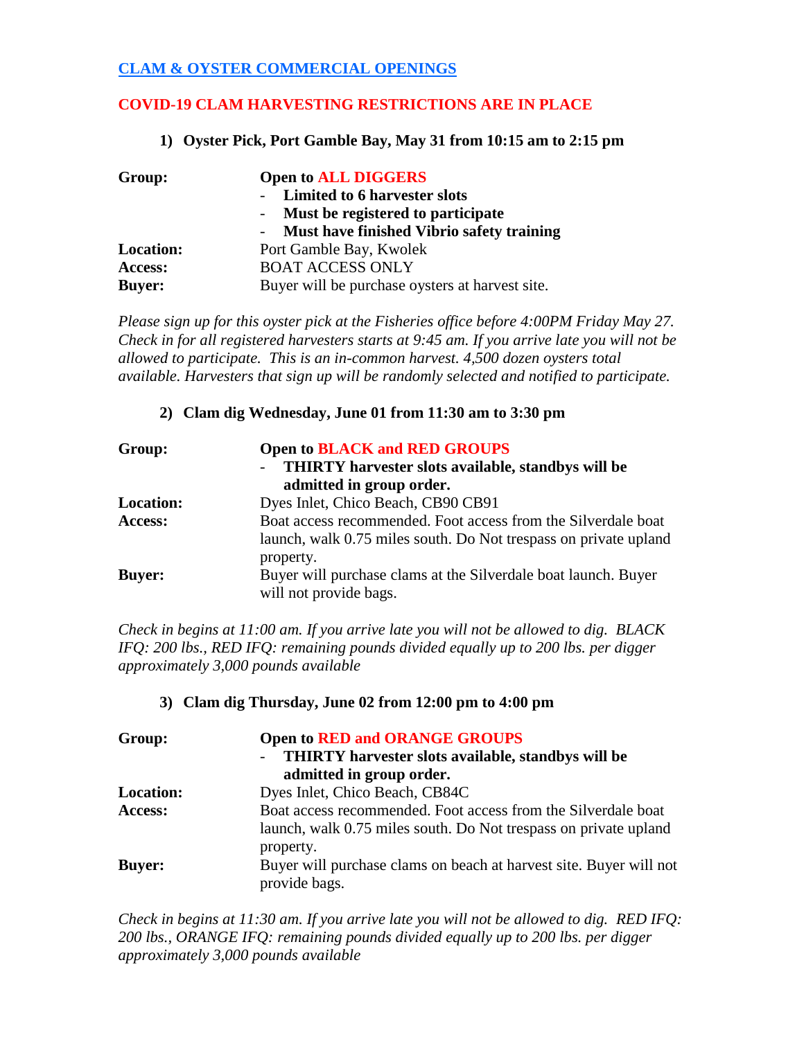## CLAM & OYSTER COMMERCIAL OPENINGS

## COVID-19 CLAM HARVESTING RESTRICTIONS ARE IN PLACE

### 1) Oyster Pick, Port Gamble Bay, May 31 from 10:15 am to 2:15 pm

**Group:** **Open to ALL DIGGERS**
- **Limited to 6 harvester slots**
- **Must be registered to participate**
- **Must have finished Vibrio safety training**

**Location:** Port Gamble Bay, Kwolek

**Access:** BOAT ACCESS ONLY

**Buyer:** Buyer will be purchase oysters at harvest site.

*Please sign up for this oyster pick at the Fisheries office before 4:00PM Friday May 27. Check in for all registered harvesters starts at 9:45 am. If you arrive late you will not be allowed to participate. This is an in-common harvest. 4,500 dozen oysters total available. Harvesters that sign up will be randomly selected and notified to participate.*

### 2) Clam dig Wednesday, June 01 from 11:30 am to 3:30 pm

**Group:** **Open to BLACK and RED GROUPS**
- **THIRTY harvester slots available, standbys will be admitted in group order.**

**Location:** Dyes Inlet, Chico Beach, CB90 CB91

**Access:** Boat access recommended. Foot access from the Silverdale boat launch, walk 0.75 miles south. Do Not trespass on private upland property.

**Buyer:** Buyer will purchase clams at the Silverdale boat launch. Buyer will not provide bags.

*Check in begins at 11:00 am. If you arrive late you will not be allowed to dig. BLACK IFQ: 200 lbs., RED IFQ: remaining pounds divided equally up to 200 lbs. per digger approximately 3,000 pounds available*

### 3) Clam dig Thursday, June 02 from 12:00 pm to 4:00 pm

**Group:** **Open to RED and ORANGE GROUPS**
- **THIRTY harvester slots available, standbys will be admitted in group order.**

**Location:** Dyes Inlet, Chico Beach, CB84C

**Access:** Boat access recommended. Foot access from the Silverdale boat launch, walk 0.75 miles south. Do Not trespass on private upland property.

**Buyer:** Buyer will purchase clams on beach at harvest site. Buyer will not provide bags.

*Check in begins at 11:30 am. If you arrive late you will not be allowed to dig. RED IFQ: 200 lbs., ORANGE IFQ: remaining pounds divided equally up to 200 lbs. per digger approximately 3,000 pounds available*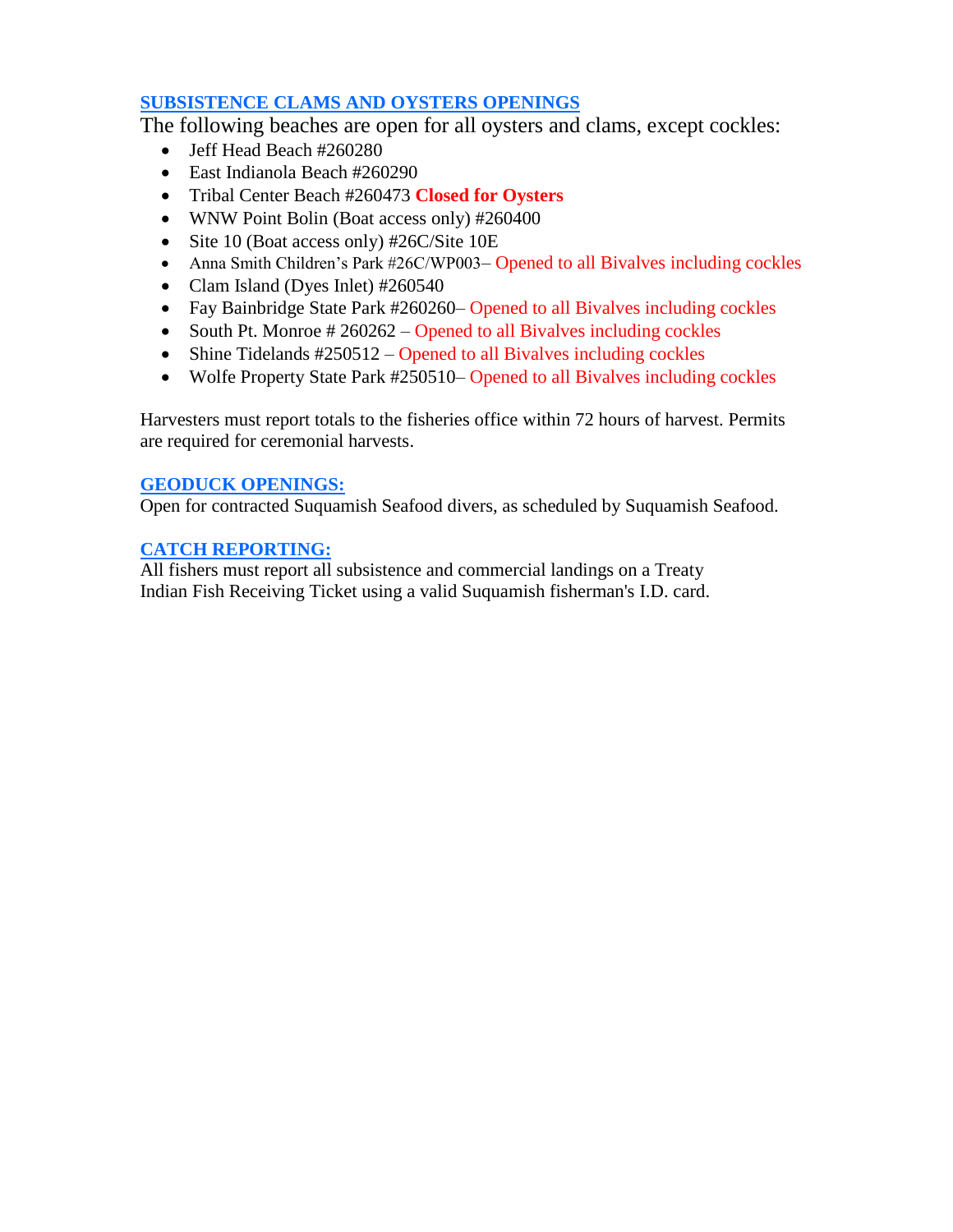## SUBSISTENCE CLAMS AND OYSTERS OPENINGS

The following beaches are open for all oysters and clams, except cockles:

- Jeff Head Beach #260280
- East Indianola Beach #260290
- Tribal Center Beach #260473 **Closed for Oysters**
- WNW Point Bolin (Boat access only) #260400
- Site 10 (Boat access only) #26C/Site 10E
- Anna Smith Children's Park #26C/WP003– Opened to all Bivalves including cockles
- Clam Island (Dyes Inlet) #260540
- Fay Bainbridge State Park #260260– Opened to all Bivalves including cockles
- South Pt. Monroe # 260262 – Opened to all Bivalves including cockles
- Shine Tidelands #250512 – Opened to all Bivalves including cockles
- Wolfe Property State Park #250510– Opened to all Bivalves including cockles

Harvesters must report totals to the fisheries office within 72 hours of harvest. Permits are required for ceremonial harvests.

## GEODUCK OPENINGS:

Open for contracted Suquamish Seafood divers, as scheduled by Suquamish Seafood.

## CATCH REPORTING:

All fishers must report all subsistence and commercial landings on a Treaty Indian Fish Receiving Ticket using a valid Suquamish fisherman's I.D. card.